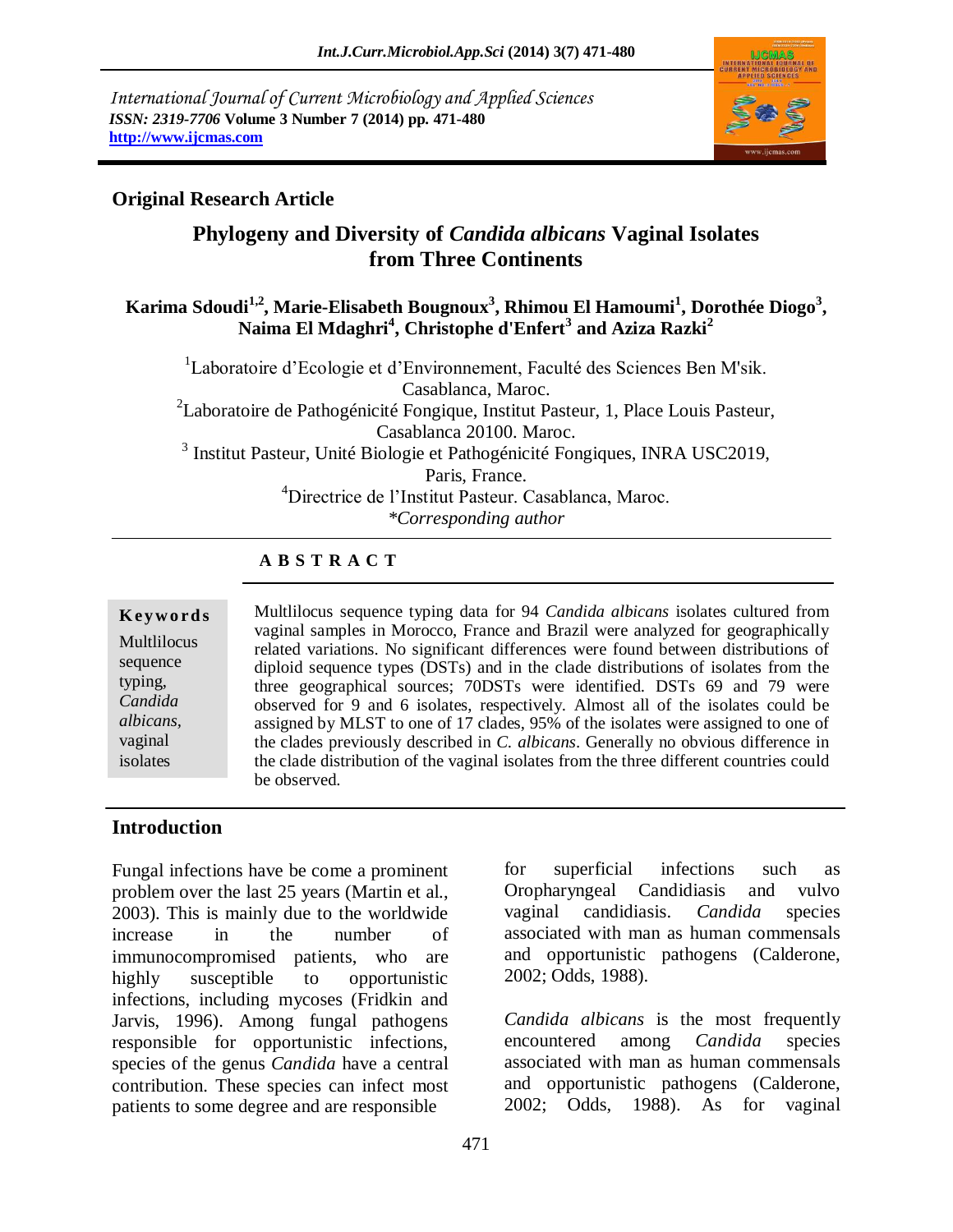International Journal of Current Microbiology and Applied Sciences
*ISSN: 2319-7706* **Volume 3 Number 7 (2014) pp. 471-480**
**http://www.ijcmas.com**

**Original Research Article**

# Phylogeny and Diversity of *Candida albicans* Vaginal Isolates from Three Continents

**Karima Sdoudi[1,2], Marie-Elisabeth Bougnoux[3], Rhimou El Hamoumi[1], Dorothée Diogo[3], Naima El Mdaghri[4], Christophe d'Enfert[3] and Aziza Razki[2]**

[1]Laboratoire d'Ecologie et d'Environnement, Faculté des Sciences Ben M'sik. Casablanca, Maroc.
[2]Laboratoire de Pathogénicité Fongique, Institut Pasteur, 1, Place Louis Pasteur, Casablanca 20100. Maroc.
[3] Institut Pasteur, Unité Biologie et Pathogénicité Fongiques, INRA USC2019, Paris, France.
[4]Directrice de l'Institut Pasteur. Casablanca, Maroc.
*\*Corresponding author*

## A B S T R A C T

**Keywords**

Multlilocus sequence typing, *Candida albicans*, vaginal isolates

Multlilocus sequence typing data for 94 *Candida albicans* isolates cultured from vaginal samples in Morocco, France and Brazil were analyzed for geographically related variations. No significant differences were found between distributions of diploid sequence types (DSTs) and in the clade distributions of isolates from the three geographical sources; 70DSTs were identified. DSTs 69 and 79 were observed for 9 and 6 isolates, respectively. Almost all of the isolates could be assigned by MLST to one of 17 clades, 95% of the isolates were assigned to one of the clades previously described in *C. albicans*. Generally no obvious difference in the clade distribution of the vaginal isolates from the three different countries could be observed.

## Introduction

Fungal infections have be come a prominent problem over the last 25 years (Martin et al., 2003). This is mainly due to the worldwide increase in the number of immunocompromised patients, who are highly susceptible to opportunistic infections, including mycoses (Fridkin and Jarvis, 1996). Among fungal pathogens responsible for opportunistic infections, species of the genus *Candida* have a central contribution. These species can infect most patients to some degree and are responsible for superficial infections such as Oropharyngeal Candidiasis and vulvo vaginal candidiasis. *Candida* species associated with man as human commensals and opportunistic pathogens (Calderone, 2002; Odds, 1988).

*Candida albicans* is the most frequently encountered among *Candida* species associated with man as human commensals and opportunistic pathogens (Calderone, 2002; Odds, 1988). As for vaginal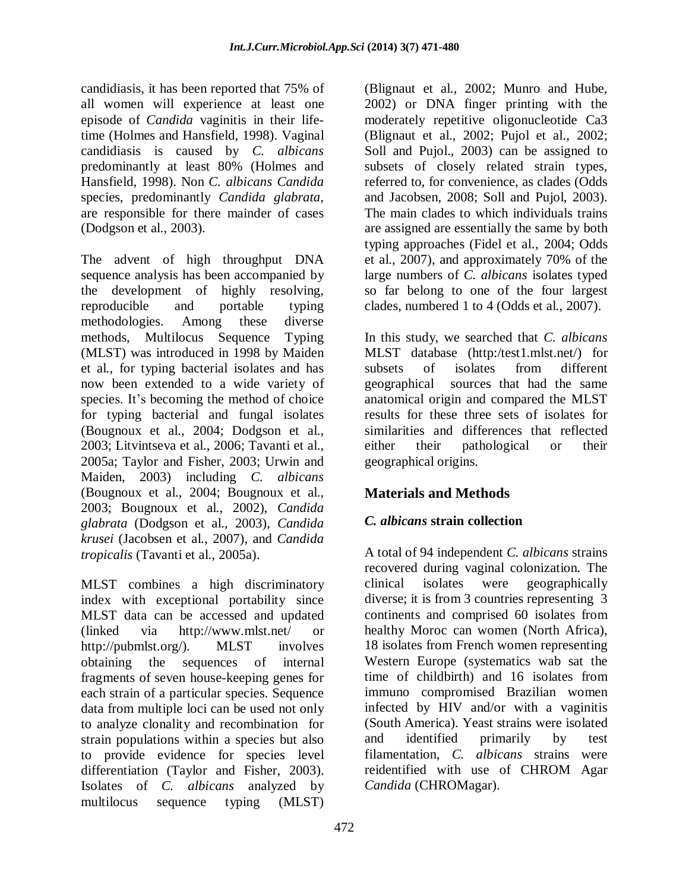candidiasis, it has been reported that 75% of all women will experience at least one episode of *Candida* vaginitis in their life-time (Holmes and Hansfield, 1998). Vaginal candidiasis is caused by *C. albicans* predominantly at least 80% (Holmes and Hansfield, 1998). Non *C. albicans Candida* species, predominantly *Candida glabrata*, are responsible for there mainder of cases (Dodgson et al., 2003).

The advent of high throughput DNA sequence analysis has been accompanied by the development of highly resolving, reproducible and portable typing methodologies. Among these diverse methods, Multilocus Sequence Typing (MLST) was introduced in 1998 by Maiden et al., for typing bacterial isolates and has now been extended to a wide variety of species. It's becoming the method of choice for typing bacterial and fungal isolates (Bougnoux et al., 2004; Dodgson et al., 2003; Litvintseva et al., 2006; Tavanti et al., 2005a; Taylor and Fisher, 2003; Urwin and Maiden, 2003) including *C. albicans* (Bougnoux et al., 2004; Bougnoux et al., 2003; Bougnoux et al., 2002), *Candida glabrata* (Dodgson et al., 2003), *Candida krusei* (Jacobsen et al., 2007), and *Candida tropicalis* (Tavanti et al., 2005a).

MLST combines a high discriminatory index with exceptional portability since MLST data can be accessed and updated (linked via http://www.mlst.net/ or http://pubmlst.org/). MLST involves obtaining the sequences of internal fragments of seven house-keeping genes for each strain of a particular species. Sequence data from multiple loci can be used not only to analyze clonality and recombination for strain populations within a species but also to provide evidence for species level differentiation (Taylor and Fisher, 2003). Isolates of *C. albicans* analyzed by multilocus sequence typing (MLST) (Blignaut et al., 2002; Munro and Hube, 2002) or DNA finger printing with the moderately repetitive oligonucleotide Ca3 (Blignaut et al., 2002; Pujol et al., 2002; Soll and Pujol., 2003) can be assigned to subsets of closely related strain types, referred to, for convenience, as clades (Odds and Jacobsen, 2008; Soll and Pujol, 2003). The main clades to which individuals trains are assigned are essentially the same by both typing approaches (Fidel et al., 2004; Odds et al., 2007), and approximately 70% of the large numbers of *C. albicans* isolates typed so far belong to one of the four largest clades, numbered 1 to 4 (Odds et al., 2007).

In this study, we searched that *C. albicans* MLST database (http:/test1.mlst.net/) for subsets of isolates from different geographical sources that had the same anatomical origin and compared the MLST results for these three sets of isolates for similarities and differences that reflected either their pathological or their geographical origins.

## Materials and Methods

### *C. albicans* strain collection

A total of 94 independent *C. albicans* strains recovered during vaginal colonization. The clinical isolates were geographically diverse; it is from 3 countries representing 3 continents and comprised 60 isolates from healthy Moroc can women (North Africa), 18 isolates from French women representing Western Europe (systematics wab sat the time of childbirth) and 16 isolates from immuno compromised Brazilian women infected by HIV and/or with a vaginitis (South America). Yeast strains were isolated and identified primarily by test filamentation, *C. albicans* strains were reidentified with use of CHROM Agar *Candida* (CHROMagar).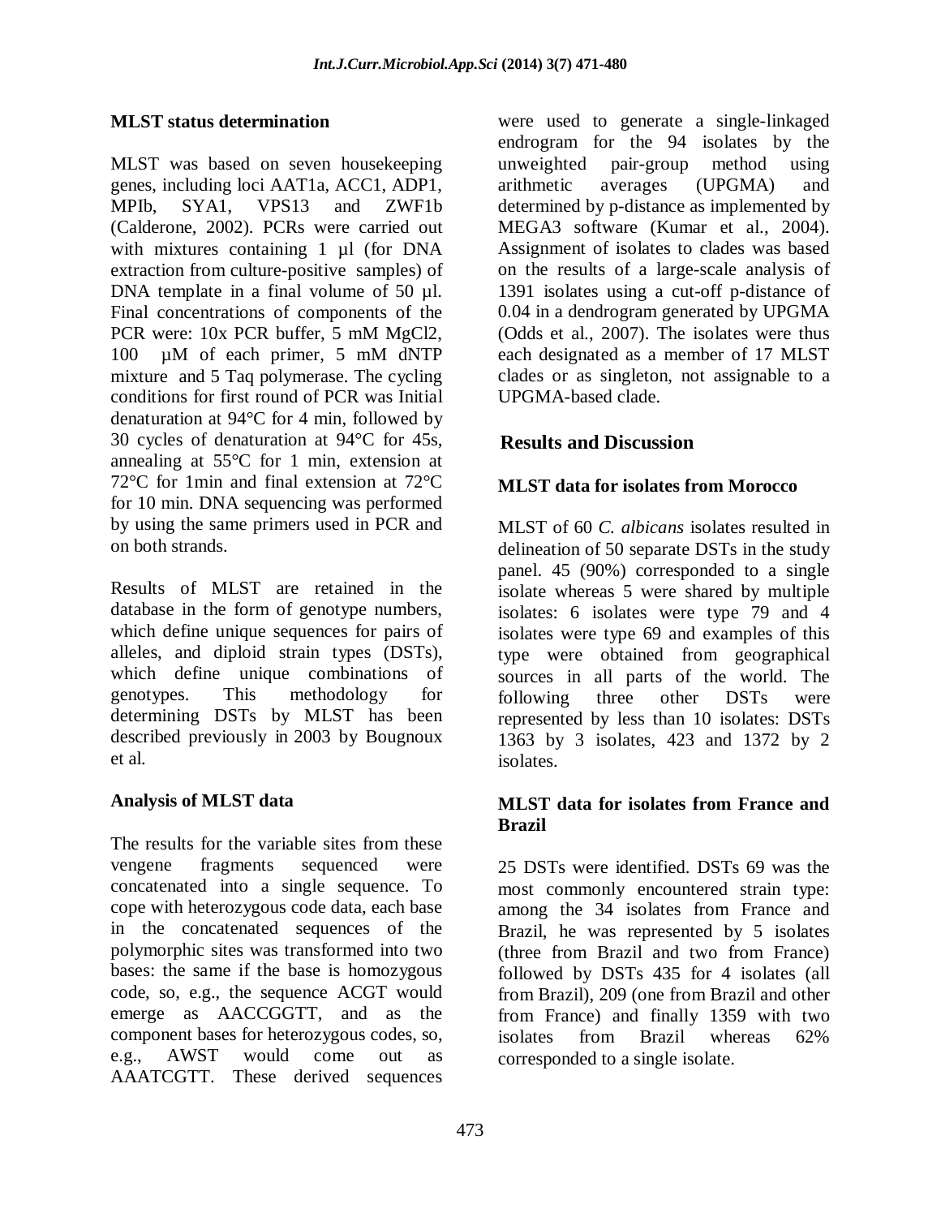### MLST status determination

MLST was based on seven housekeeping genes, including loci AAT1a, ACC1, ADP1, MPIb, SYA1, VPS13 and ZWF1b (Calderone, 2002). PCRs were carried out with mixtures containing 1 µl (for DNA extraction from culture-positive samples) of DNA template in a final volume of 50 µl. Final concentrations of components of the PCR were: 10x PCR buffer, 5 mM MgCl2, 100 µM of each primer, 5 mM dNTP mixture and 5 Taq polymerase. The cycling conditions for first round of PCR was Initial denaturation at 94°C for 4 min, followed by 30 cycles of denaturation at 94°C for 45s, annealing at 55°C for 1 min, extension at 72°C for 1min and final extension at 72°C for 10 min. DNA sequencing was performed by using the same primers used in PCR and on both strands.

Results of MLST are retained in the database in the form of genotype numbers, which define unique sequences for pairs of alleles, and diploid strain types (DSTs), which define unique combinations of genotypes. This methodology for determining DSTs by MLST has been described previously in 2003 by Bougnoux et al.

### Analysis of MLST data

The results for the variable sites from these vengene fragments sequenced were concatenated into a single sequence. To cope with heterozygous code data, each base in the concatenated sequences of the polymorphic sites was transformed into two bases: the same if the base is homozygous code, so, e.g., the sequence ACGT would emerge as AACCGGTT, and as the component bases for heterozygous codes, so, e.g., AWST would come out as AAATCGTT. These derived sequences were used to generate a single-linkaged endrogram for the 94 isolates by the unweighted pair-group method using arithmetic averages (UPGMA) and determined by p-distance as implemented by MEGA3 software (Kumar et al., 2004). Assignment of isolates to clades was based on the results of a large-scale analysis of 1391 isolates using a cut-off p-distance of 0.04 in a dendrogram generated by UPGMA (Odds et al., 2007). The isolates were thus each designated as a member of 17 MLST clades or as singleton, not assignable to a UPGMA-based clade.

## Results and Discussion

### MLST data for isolates from Morocco

MLST of 60 *C. albicans* isolates resulted in delineation of 50 separate DSTs in the study panel. 45 (90%) corresponded to a single isolate whereas 5 were shared by multiple isolates: 6 isolates were type 79 and 4 isolates were type 69 and examples of this type were obtained from geographical sources in all parts of the world. The following three other DSTs were represented by less than 10 isolates: DSTs 1363 by 3 isolates, 423 and 1372 by 2 isolates.

### MLST data for isolates from France and Brazil

25 DSTs were identified. DSTs 69 was the most commonly encountered strain type: among the 34 isolates from France and Brazil, he was represented by 5 isolates (three from Brazil and two from France) followed by DSTs 435 for 4 isolates (all from Brazil), 209 (one from Brazil and other from France) and finally 1359 with two isolates from Brazil whereas 62% corresponded to a single isolate.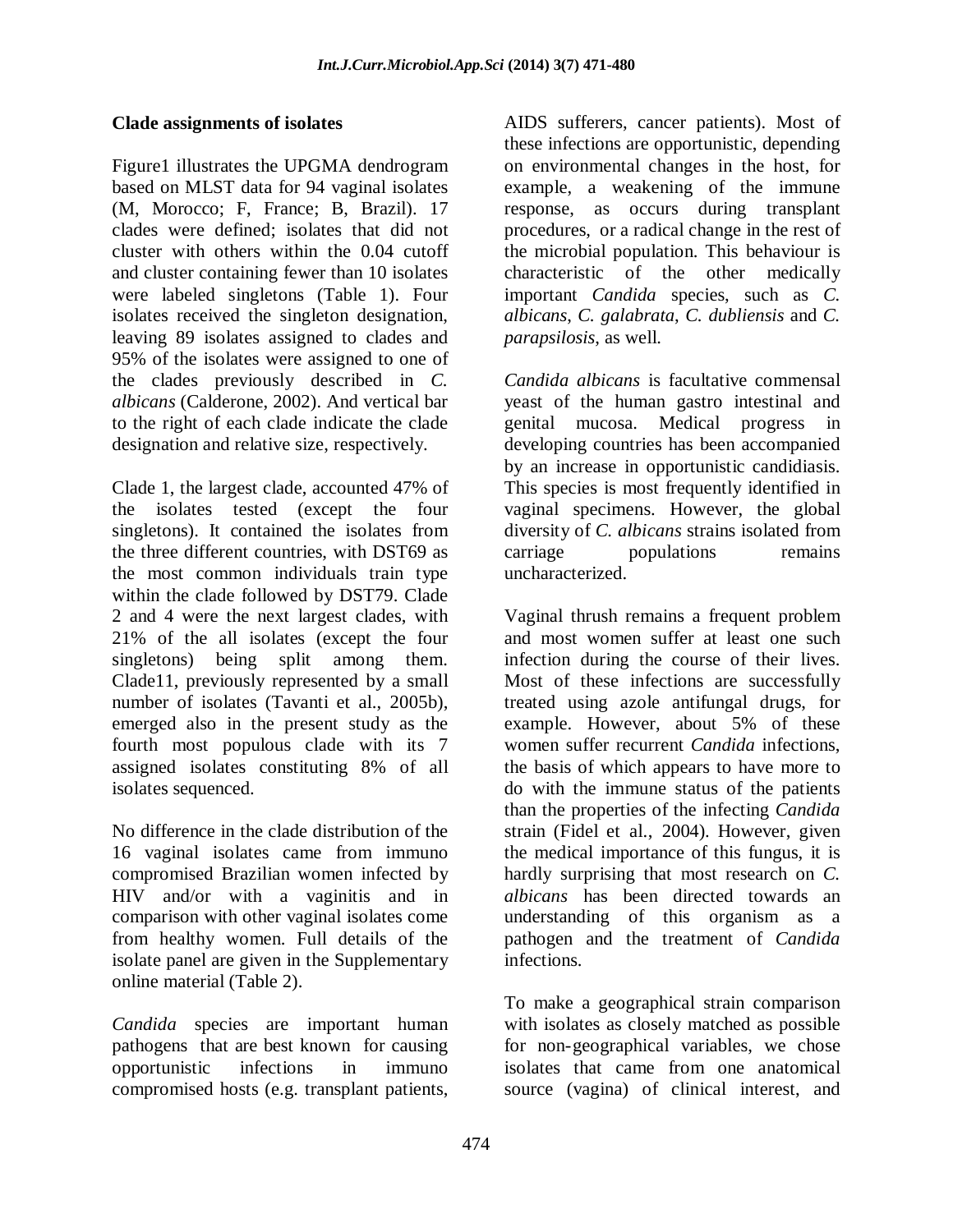### Clade assignments of isolates

Figure1 illustrates the UPGMA dendrogram based on MLST data for 94 vaginal isolates (M, Morocco; F, France; B, Brazil). 17 clades were defined; isolates that did not cluster with others within the 0.04 cutoff and cluster containing fewer than 10 isolates were labeled singletons (Table 1). Four isolates received the singleton designation, leaving 89 isolates assigned to clades and 95% of the isolates were assigned to one of the clades previously described in *C. albicans* (Calderone, 2002). And vertical bar to the right of each clade indicate the clade designation and relative size, respectively.

Clade 1, the largest clade, accounted 47% of the isolates tested (except the four singletons). It contained the isolates from the three different countries, with DST69 as the most common individuals train type within the clade followed by DST79. Clade 2 and 4 were the next largest clades, with 21% of the all isolates (except the four singletons) being split among them. Clade11, previously represented by a small number of isolates (Tavanti et al., 2005b), emerged also in the present study as the fourth most populous clade with its 7 assigned isolates constituting 8% of all isolates sequenced.

No difference in the clade distribution of the 16 vaginal isolates came from immuno compromised Brazilian women infected by HIV and/or with a vaginitis and in comparison with other vaginal isolates come from healthy women. Full details of the isolate panel are given in the Supplementary online material (Table 2).

*Candida* species are important human pathogens that are best known for causing opportunistic infections in immuno compromised hosts (e.g. transplant patients, AIDS sufferers, cancer patients). Most of these infections are opportunistic, depending on environmental changes in the host, for example, a weakening of the immune response, as occurs during transplant procedures, or a radical change in the rest of the microbial population. This behaviour is characteristic of the other medically important *Candida* species, such as *C. albicans*, *C. galabrata*, *C. dubliensis* and *C. parapsilosis*, as well.

*Candida albicans* is facultative commensal yeast of the human gastro intestinal and genital mucosa. Medical progress in developing countries has been accompanied by an increase in opportunistic candidiasis. This species is most frequently identified in vaginal specimens. However, the global diversity of *C. albicans* strains isolated from carriage populations remains uncharacterized.

Vaginal thrush remains a frequent problem and most women suffer at least one such infection during the course of their lives. Most of these infections are successfully treated using azole antifungal drugs, for example. However, about 5% of these women suffer recurrent *Candida* infections, the basis of which appears to have more to do with the immune status of the patients than the properties of the infecting *Candida* strain (Fidel et al., 2004). However, given the medical importance of this fungus, it is hardly surprising that most research on *C. albicans* has been directed towards an understanding of this organism as a pathogen and the treatment of *Candida* infections.

To make a geographical strain comparison with isolates as closely matched as possible for non-geographical variables, we chose isolates that came from one anatomical source (vagina) of clinical interest, and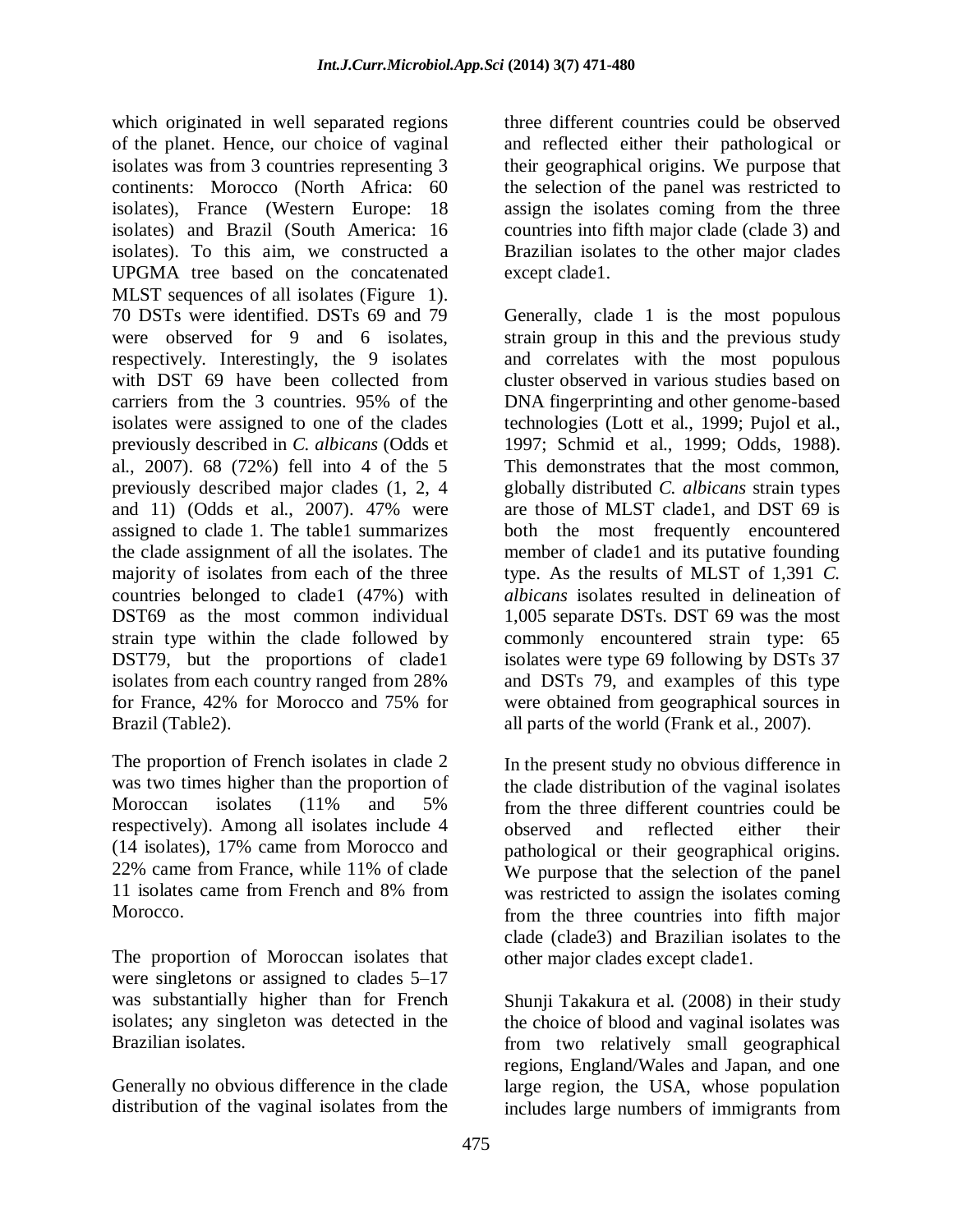which originated in well separated regions of the planet. Hence, our choice of vaginal isolates was from 3 countries representing 3 continents: Morocco (North Africa: 60 isolates), France (Western Europe: 18 isolates) and Brazil (South America: 16 isolates). To this aim, we constructed a UPGMA tree based on the concatenated MLST sequences of all isolates (Figure 1). 70 DSTs were identified. DSTs 69 and 79 were observed for 9 and 6 isolates, respectively. Interestingly, the 9 isolates with DST 69 have been collected from carriers from the 3 countries. 95% of the isolates were assigned to one of the clades previously described in *C. albicans* (Odds et al., 2007). 68 (72%) fell into 4 of the 5 previously described major clades (1, 2, 4 and 11) (Odds et al., 2007). 47% were assigned to clade 1. The table1 summarizes the clade assignment of all the isolates. The majority of isolates from each of the three countries belonged to clade1 (47%) with DST69 as the most common individual strain type within the clade followed by DST79, but the proportions of clade1 isolates from each country ranged from 28% for France, 42% for Morocco and 75% for Brazil (Table2).

The proportion of French isolates in clade 2 was two times higher than the proportion of Moroccan isolates (11% and 5% respectively). Among all isolates include 4 (14 isolates), 17% came from Morocco and 22% came from France, while 11% of clade 11 isolates came from French and 8% from Morocco.

The proportion of Moroccan isolates that were singletons or assigned to clades 5–17 was substantially higher than for French isolates; any singleton was detected in the Brazilian isolates.

Generally no obvious difference in the clade distribution of the vaginal isolates from the three different countries could be observed and reflected either their pathological or their geographical origins. We purpose that the selection of the panel was restricted to assign the isolates coming from the three countries into fifth major clade (clade 3) and Brazilian isolates to the other major clades except clade1.

Generally, clade 1 is the most populous strain group in this and the previous study and correlates with the most populous cluster observed in various studies based on DNA fingerprinting and other genome-based technologies (Lott et al., 1999; Pujol et al., 1997; Schmid et al., 1999; Odds, 1988). This demonstrates that the most common, globally distributed *C. albicans* strain types are those of MLST clade1, and DST 69 is both the most frequently encountered member of clade1 and its putative founding type. As the results of MLST of 1,391 *C. albicans* isolates resulted in delineation of 1,005 separate DSTs. DST 69 was the most commonly encountered strain type: 65 isolates were type 69 following by DSTs 37 and DSTs 79, and examples of this type were obtained from geographical sources in all parts of the world (Frank et al., 2007).

In the present study no obvious difference in the clade distribution of the vaginal isolates from the three different countries could be observed and reflected either their pathological or their geographical origins. We purpose that the selection of the panel was restricted to assign the isolates coming from the three countries into fifth major clade (clade3) and Brazilian isolates to the other major clades except clade1.

Shunji Takakura et al. (2008) in their study the choice of blood and vaginal isolates was from two relatively small geographical regions, England/Wales and Japan, and one large region, the USA, whose population includes large numbers of immigrants from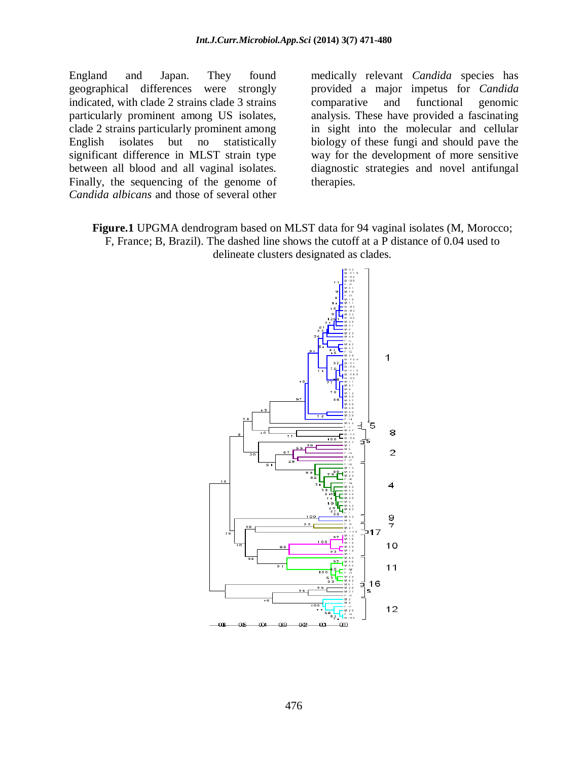England and Japan. They found geographical differences were strongly indicated, with clade 2 strains clade 3 strains particularly prominent among US isolates, clade 2 strains particularly prominent among English isolates but no statistically significant difference in MLST strain type between all blood and all vaginal isolates. Finally, the sequencing of the genome of *Candida albicans* and those of several other medically relevant *Candida* species has provided a major impetus for *Candida* comparative and functional genomic analysis. These have provided a fascinating in sight into the molecular and cellular biology of these fungi and should pave the way for the development of more sensitive diagnostic strategies and novel antifungal therapies.

**Figure.1** UPGMA dendrogram based on MLST data for 94 vaginal isolates (M, Morocco; F, France; B, Brazil). The dashed line shows the cutoff at a P distance of 0.04 used to delineate clusters designated as clades.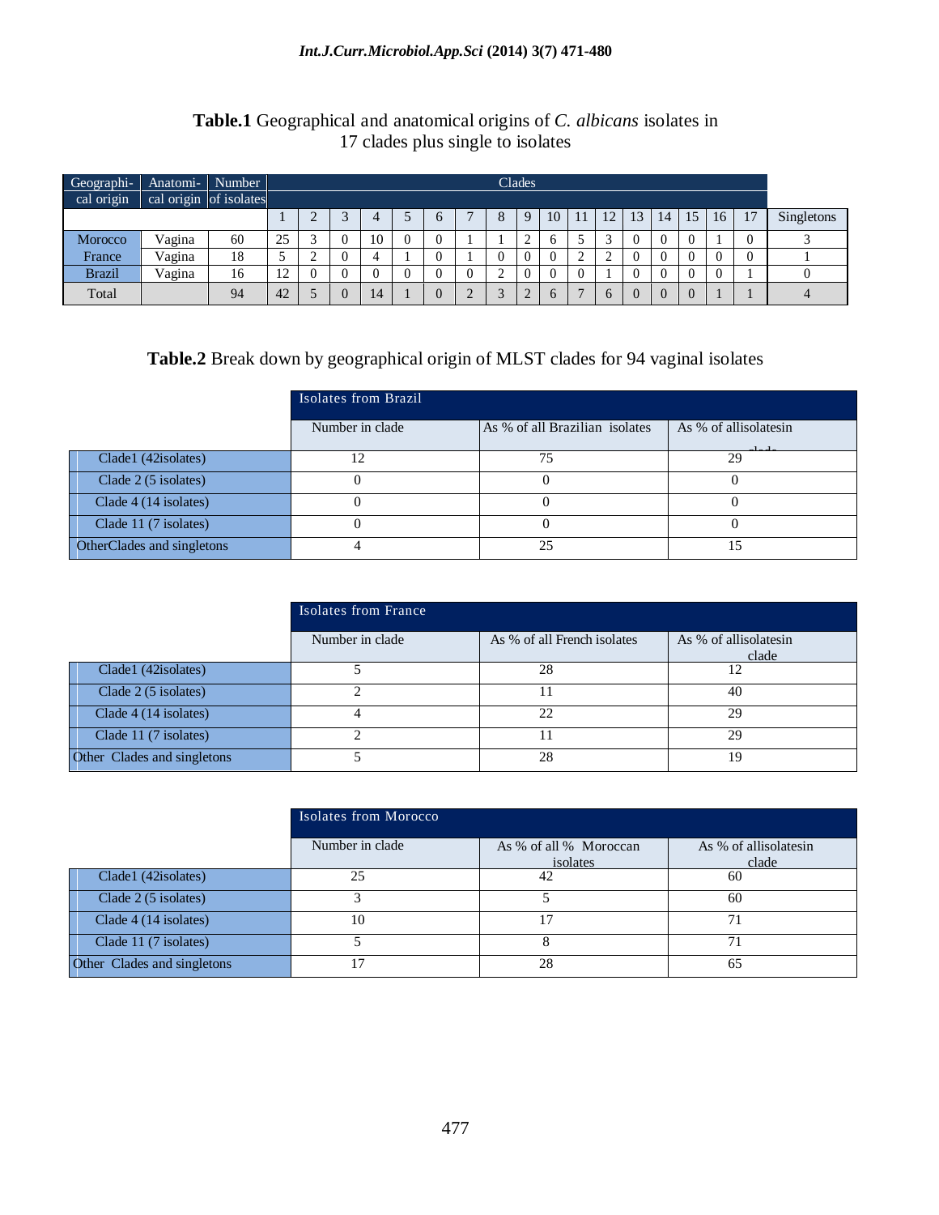**Table.1** Geographical and anatomical origins of *C. albicans* isolates in 17 clades plus single to isolates

| Geographical origin | Anatomical origin | Number of isolates | Clades | | | | | | | | | | | | | | | | | Singletons |
|---|---|---|---|---|---|---|---|---|---|---|---|---|---|---|---|---|---|---|---|---|
| | | | 1 | 2 | 3 | 4 | 5 | 6 | 7 | 8 | 9 | 10 | 11 | 12 | 13 | 14 | 15 | 16 | 17 | |
| Morocco | Vagina | 60 | 25 | 3 | 0 | 10 | 0 | 0 | 1 | 1 | 2 | 6 | 5 | 3 | 0 | 0 | 0 | 1 | 0 | 3 |
| France | Vagina | 18 | 5 | 2 | 0 | 4 | 1 | 0 | 1 | 0 | 0 | 0 | 2 | 2 | 0 | 0 | 0 | 0 | 0 | 1 |
| Brazil | Vagina | 16 | 12 | 0 | 0 | 0 | 0 | 0 | 0 | 2 | 0 | 0 | 0 | 1 | 0 | 0 | 0 | 0 | 1 | 0 |
| Total | | 94 | 42 | 5 | 0 | 14 | 1 | 0 | 2 | 3 | 2 | 6 | 7 | 6 | 0 | 0 | 0 | 1 | 1 | 4 |

**Table.2** Break down by geographical origin of MLST clades for 94 vaginal isolates

| | Isolates from Brazil | | |
|---|---|---|---|
| | Number in clade | As % of all Brazilian isolates | As % of allisolatesin clade |
| Clade1 (42isolates) | 12 | 75 | 29 |
| Clade 2 (5 isolates) | 0 | 0 | 0 |
| Clade 4 (14 isolates) | 0 | 0 | 0 |
| Clade 11 (7 isolates) | 0 | 0 | 0 |
| OtherClades and singletons | 4 | 25 | 15 |

| | Isolates from France | | |
|---|---|---|---|
| | Number in clade | As % of all French isolates | As % of allisolatesin clade |
| Clade1 (42isolates) | 5 | 28 | 12 |
| Clade 2 (5 isolates) | 2 | 11 | 40 |
| Clade 4 (14 isolates) | 4 | 22 | 29 |
| Clade 11 (7 isolates) | 2 | 11 | 29 |
| Other Clades and singletons | 5 | 28 | 19 |

| | Isolates from Morocco | | |
|---|---|---|---|
| | Number in clade | As % of all % Moroccan isolates | As % of allisolatesin clade |
| Clade1 (42isolates) | 25 | 42 | 60 |
| Clade 2 (5 isolates) | 3 | 5 | 60 |
| Clade 4 (14 isolates) | 10 | 17 | 71 |
| Clade 11 (7 isolates) | 5 | 8 | 71 |
| Other Clades and singletons | 17 | 28 | 65 |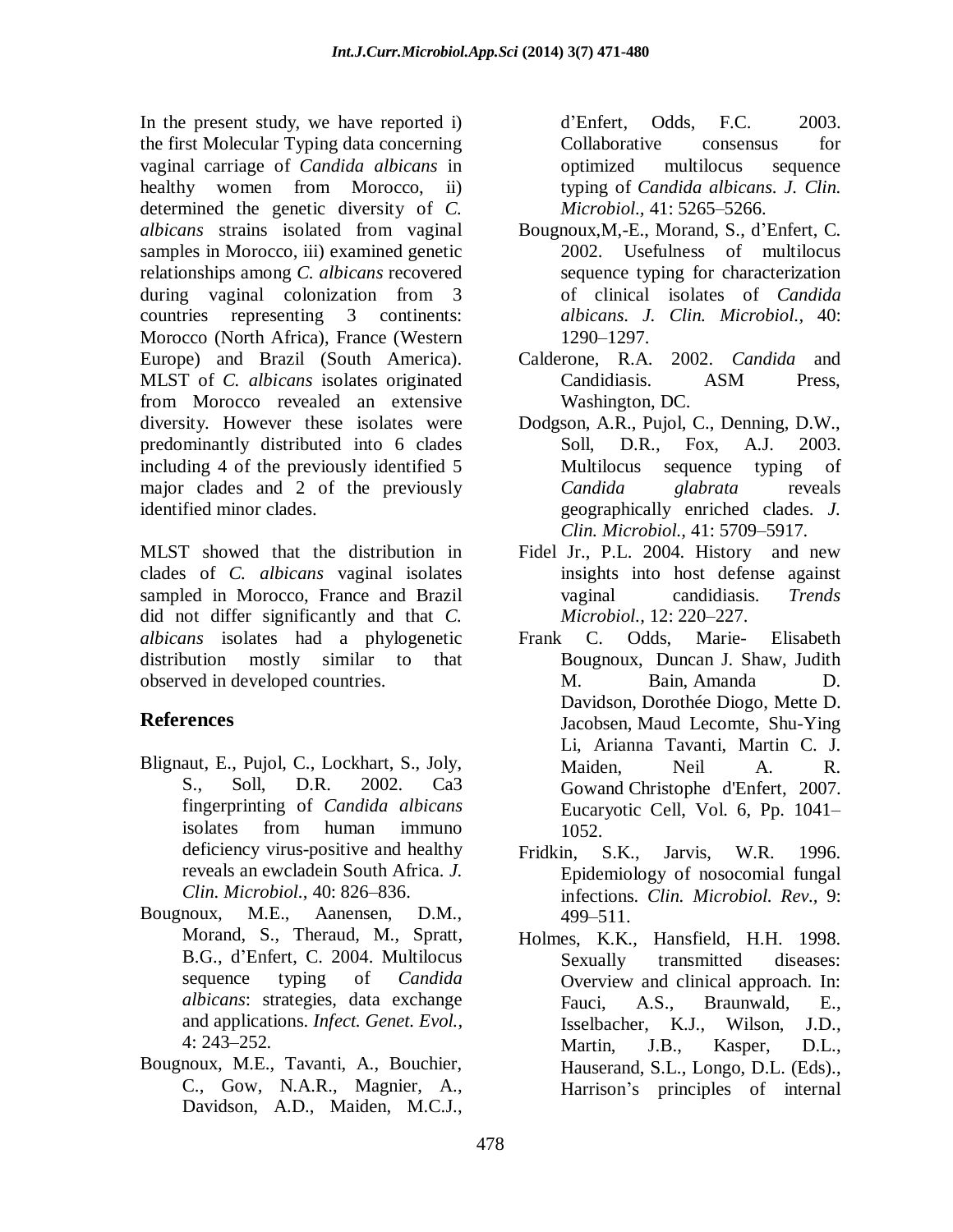In the present study, we have reported i) the first Molecular Typing data concerning vaginal carriage of *Candida albicans* in healthy women from Morocco, ii) determined the genetic diversity of *C. albicans* strains isolated from vaginal samples in Morocco, iii) examined genetic relationships among *C. albicans* recovered during vaginal colonization from 3 countries representing 3 continents: Morocco (North Africa), France (Western Europe) and Brazil (South America). MLST of *C. albicans* isolates originated from Morocco revealed an extensive diversity. However these isolates were predominantly distributed into 6 clades including 4 of the previously identified 5 major clades and 2 of the previously identified minor clades.

MLST showed that the distribution in clades of *C. albicans* vaginal isolates sampled in Morocco, France and Brazil did not differ significantly and that *C. albicans* isolates had a phylogenetic distribution mostly similar to that observed in developed countries.

## References

Blignaut, E., Pujol, C., Lockhart, S., Joly, S., Soll, D.R. 2002. Ca3 fingerprinting of *Candida albicans* isolates from human immuno deficiency virus-positive and healthy reveals an ewcladein South Africa. *J. Clin. Microbiol.,* 40: 826–836.

Bougnoux, M.E., Aanensen, D.M., Morand, S., Theraud, M., Spratt, B.G., d'Enfert, C. 2004. Multilocus sequence typing of *Candida albicans*: strategies, data exchange and applications. *Infect. Genet. Evol.,* 4: 243–252.

Bougnoux, M.E., Tavanti, A., Bouchier, C., Gow, N.A.R., Magnier, A., Davidson, A.D., Maiden, M.C.J., d'Enfert, Odds, F.C. 2003. Collaborative consensus for optimized multilocus sequence typing of *Candida albicans*. *J. Clin. Microbiol.,* 41: 5265–5266.

Bougnoux,M,-E., Morand, S., d'Enfert, C. 2002. Usefulness of multilocus sequence typing for characterization of clinical isolates of *Candida albicans*. *J. Clin. Microbiol.,* 40: 1290–1297.

Calderone, R.A. 2002. *Candida* and Candidiasis. ASM Press, Washington, DC.

Dodgson, A.R., Pujol, C., Denning, D.W., Soll, D.R., Fox, A.J. 2003. Multilocus sequence typing of *Candida glabrata* reveals geographically enriched clades. *J. Clin. Microbiol.,* 41: 5709–5917.

Fidel Jr., P.L. 2004. History and new insights into host defense against vaginal candidiasis. *Trends Microbiol.,* 12: 220–227.

Frank C. Odds, Marie- Elisabeth Bougnoux, Duncan J. Shaw, Judith M. Bain, Amanda D. Davidson, Dorothée Diogo, Mette D. Jacobsen, Maud Lecomte, Shu-Ying Li, Arianna Tavanti, Martin C. J. Maiden, Neil A. R. Gowand Christophe d'Enfert, 2007. Eucaryotic Cell, Vol. 6, Pp. 1041–1052.

Fridkin, S.K., Jarvis, W.R. 1996. Epidemiology of nosocomial fungal infections. *Clin. Microbiol. Rev.,* 9: 499–511.

Holmes, K.K., Hansfield, H.H. 1998. Sexually transmitted diseases: Overview and clinical approach. In: Fauci, A.S., Braunwald, E., Isselbacher, K.J., Wilson, J.D., Martin, J.B., Kasper, D.L., Hauserand, S.L., Longo, D.L. (Eds)., Harrison's principles of internal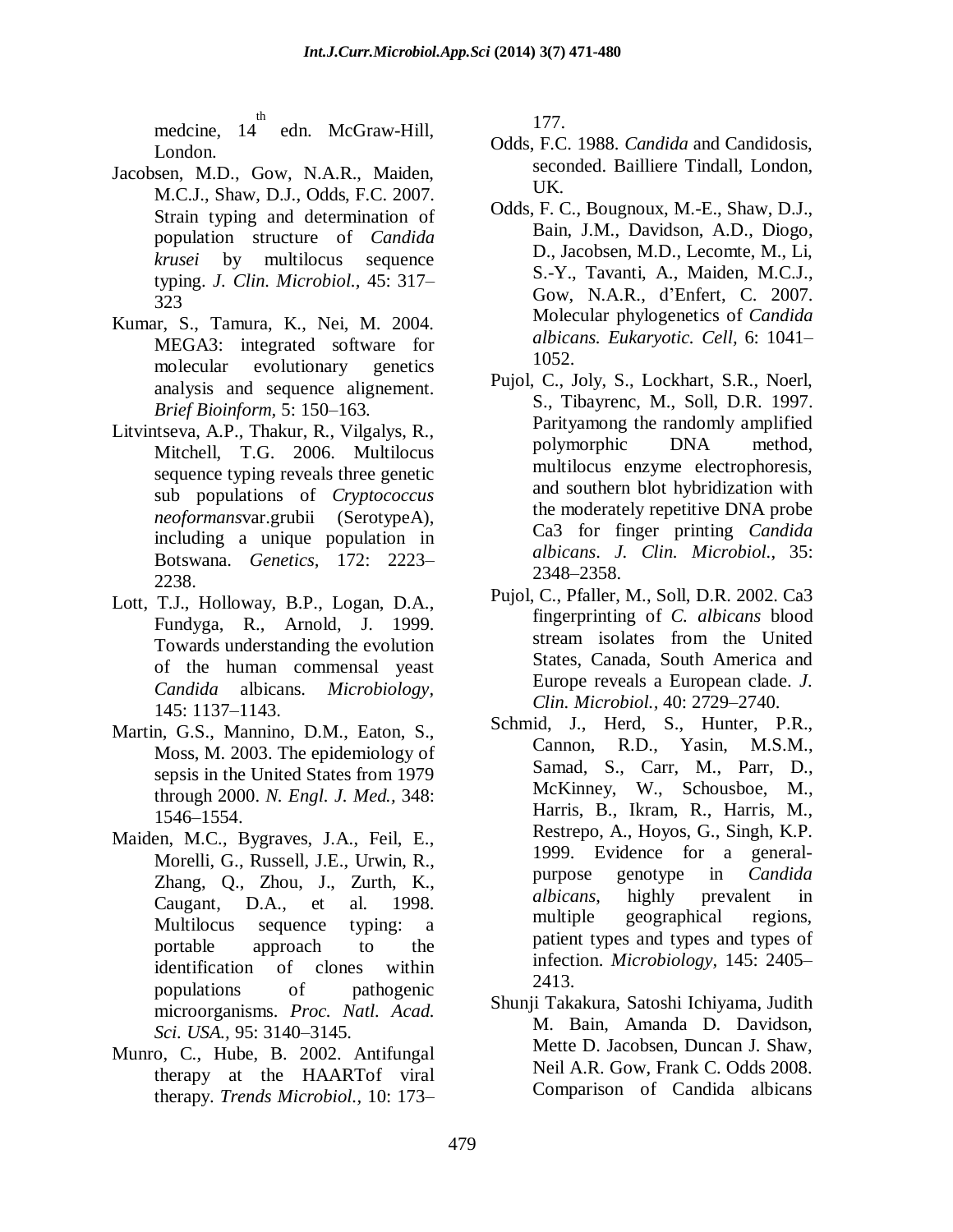medcine, 14th edn. McGraw-Hill, London.

Jacobsen, M.D., Gow, N.A.R., Maiden, M.C.J., Shaw, D.J., Odds, F.C. 2007. Strain typing and determination of population structure of *Candida krusei* by multilocus sequence typing. *J. Clin. Microbiol.,* 45: 317–323

Kumar, S., Tamura, K., Nei, M. 2004. MEGA3: integrated software for molecular evolutionary genetics analysis and sequence alignement. *Brief Bioinform*, 5: 150–163.

Litvintseva, A.P., Thakur, R., Vilgalys, R., Mitchell, T.G. 2006. Multilocus sequence typing reveals three genetic sub populations of *Cryptococcus neoformans*var.grubii (SerotypeA), including a unique population in Botswana. *Genetics,* 172: 2223–2238.

Lott, T.J., Holloway, B.P., Logan, D.A., Fundyga, R., Arnold, J. 1999. Towards understanding the evolution of the human commensal yeast *Candida* albicans. *Microbiology*, 145: 1137–1143.

Martin, G.S., Mannino, D.M., Eaton, S., Moss, M. 2003. The epidemiology of sepsis in the United States from 1979 through 2000. *N. Engl. J. Med.,* 348: 1546–1554.

Maiden, M.C., Bygraves, J.A., Feil, E., Morelli, G., Russell, J.E., Urwin, R., Zhang, Q., Zhou, J., Zurth, K., Caugant, D.A., et al. 1998. Multilocus sequence typing: a portable approach to the identification of clones within populations of pathogenic microorganisms. *Proc. Natl. Acad. Sci. USA.,* 95: 3140–3145.

Munro, C., Hube, B. 2002. Antifungal therapy at the HAARTof viral therapy. *Trends Microbiol.,* 10: 173–177.

Odds, F.C. 1988. *Candida* and Candidosis, seconded. Bailliere Tindall, London, UK.

Odds, F. C., Bougnoux, M.-E., Shaw, D.J., Bain, J.M., Davidson, A.D., Diogo, D., Jacobsen, M.D., Lecomte, M., Li, S.-Y., Tavanti, A., Maiden, M.C.J., Gow, N.A.R., d'Enfert, C. 2007. Molecular phylogenetics of *Candida albicans. Eukaryotic. Cell*, 6: 1041–1052.

Pujol, C., Joly, S., Lockhart, S.R., Noerl, S., Tibayrenc, M., Soll, D.R. 1997. Parityamong the randomly amplified polymorphic DNA method, multilocus enzyme electrophoresis, and southern blot hybridization with the moderately repetitive DNA probe Ca3 for finger printing *Candida albicans*. *J. Clin. Microbiol.*, 35: 2348–2358.

Pujol, C., Pfaller, M., Soll, D.R. 2002. Ca3 fingerprinting of *C. albicans* blood stream isolates from the United States, Canada, South America and Europe reveals a European clade. *J. Clin. Microbiol.,* 40: 2729–2740.

Schmid, J., Herd, S., Hunter, P.R., Cannon, R.D., Yasin, M.S.M., Samad, S., Carr, M., Parr, D., McKinney, W., Schousboe, M., Harris, B., Ikram, R., Harris, M., Restrepo, A., Hoyos, G., Singh, K.P. 1999. Evidence for a general-purpose genotype in *Candida albicans*, highly prevalent in multiple geographical regions, patient types and types and types of infection. *Microbiology,* 145: 2405–2413.

Shunji Takakura, Satoshi Ichiyama, Judith M. Bain, Amanda D. Davidson, Mette D. Jacobsen, Duncan J. Shaw, Neil A.R. Gow, Frank C. Odds 2008. Comparison of Candida albicans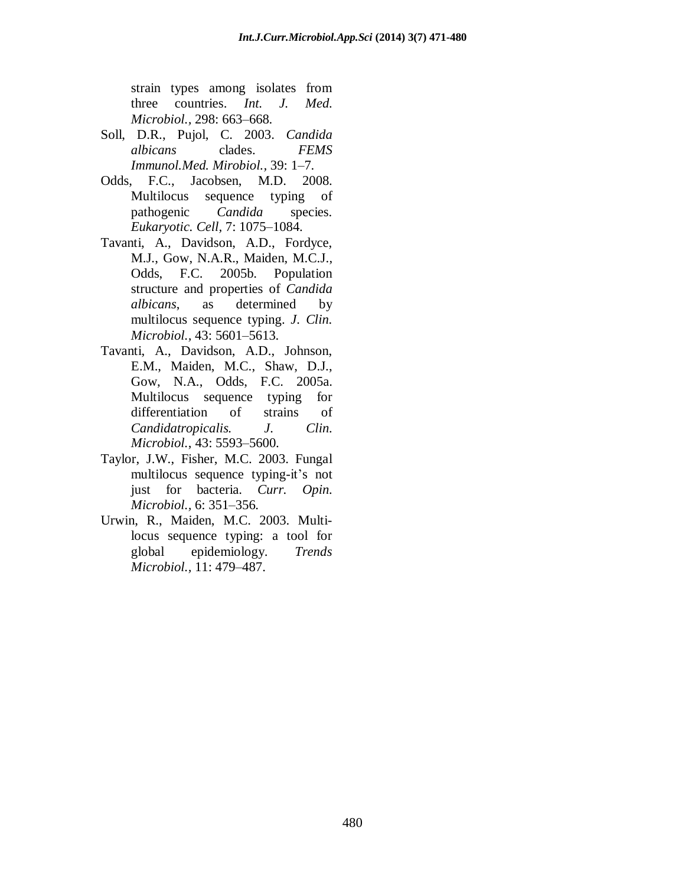strain types among isolates from three countries. *Int. J. Med. Microbiol.,* 298: 663–668.

Soll, D.R., Pujol, C. 2003. *Candida albicans* clades. *FEMS Immunol.Med. Mirobiol.,* 39: 1–7.

Odds, F.C., Jacobsen, M.D. 2008. Multilocus sequence typing of pathogenic *Candida* species. *Eukaryotic. Cell,* 7: 1075–1084.

Tavanti, A., Davidson, A.D., Fordyce, M.J., Gow, N.A.R., Maiden, M.C.J., Odds, F.C. 2005b. Population structure and properties of *Candida albicans*, as determined by multilocus sequence typing. *J. Clin. Microbiol.,* 43: 5601–5613.

Tavanti, A., Davidson, A.D., Johnson, E.M., Maiden, M.C., Shaw, D.J., Gow, N.A., Odds, F.C. 2005a. Multilocus sequence typing for differentiation of strains of *Candidatropicalis. J. Clin. Microbiol.,* 43: 5593–5600.

Taylor, J.W., Fisher, M.C. 2003. Fungal multilocus sequence typing-it's not just for bacteria. *Curr. Opin. Microbiol.,* 6: 351–356.

Urwin, R., Maiden, M.C. 2003. Multi-locus sequence typing: a tool for global epidemiology. *Trends Microbiol.,* 11: 479–487.